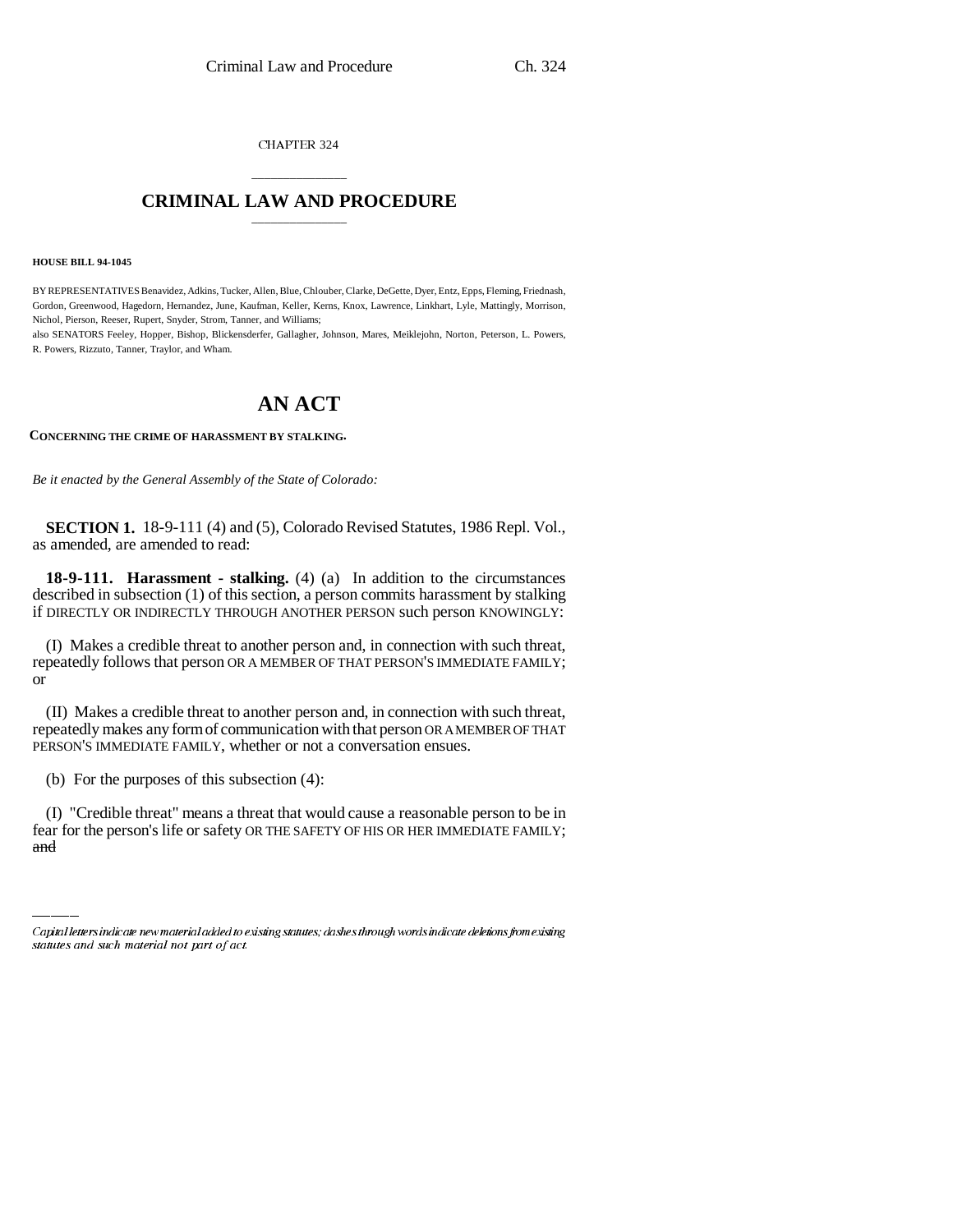CHAPTER 324

# CRIMINAL LAW AND PROCEDURE

**HOUSE BILL 94-1045**

BY REPRESENTATIVES Benavidez, Adkins, Tucker, Allen, Blue, Chlouber, Clarke, DeGette, Dyer, Entz, Epps, Fleming, Friednash, Gordon, Greenwood, Hagedorn, Hernandez, June, Kaufman, Keller, Kerns, Knox, Lawrence, Linkhart, Lyle, Mattingly, Morrison, Nichol, Pierson, Reeser, Rupert, Snyder, Strom, Tanner, and Williams;
also SENATORS Feeley, Hopper, Bishop, Blickensderfer, Gallagher, Johnson, Mares, Meiklejohn, Norton, Peterson, L. Powers, R. Powers, Rizzuto, Tanner, Traylor, and Wham.

# AN ACT

**CONCERNING THE CRIME OF HARASSMENT BY STALKING.**

*Be it enacted by the General Assembly of the State of Colorado:*

**SECTION 1.** 18-9-111 (4) and (5), Colorado Revised Statutes, 1986 Repl. Vol., as amended, are amended to read:

**18-9-111. Harassment - stalking.** (4) (a) In addition to the circumstances described in subsection (1) of this section, a person commits harassment by stalking if DIRECTLY OR INDIRECTLY THROUGH ANOTHER PERSON such person KNOWINGLY:

(I) Makes a credible threat to another person and, in connection with such threat, repeatedly follows that person OR A MEMBER OF THAT PERSON'S IMMEDIATE FAMILY; or

(II) Makes a credible threat to another person and, in connection with such threat, repeatedly makes any form of communication with that person OR A MEMBER OF THAT PERSON'S IMMEDIATE FAMILY, whether or not a conversation ensues.

(b) For the purposes of this subsection (4):

(I) "Credible threat" means a threat that would cause a reasonable person to be in fear for the person's life or safety OR THE SAFETY OF HIS OR HER IMMEDIATE FAMILY; ~~and~~

---

*Capital letters indicate new material added to existing statutes; dashes through words indicate deletions from existing statutes and such material not part of act.*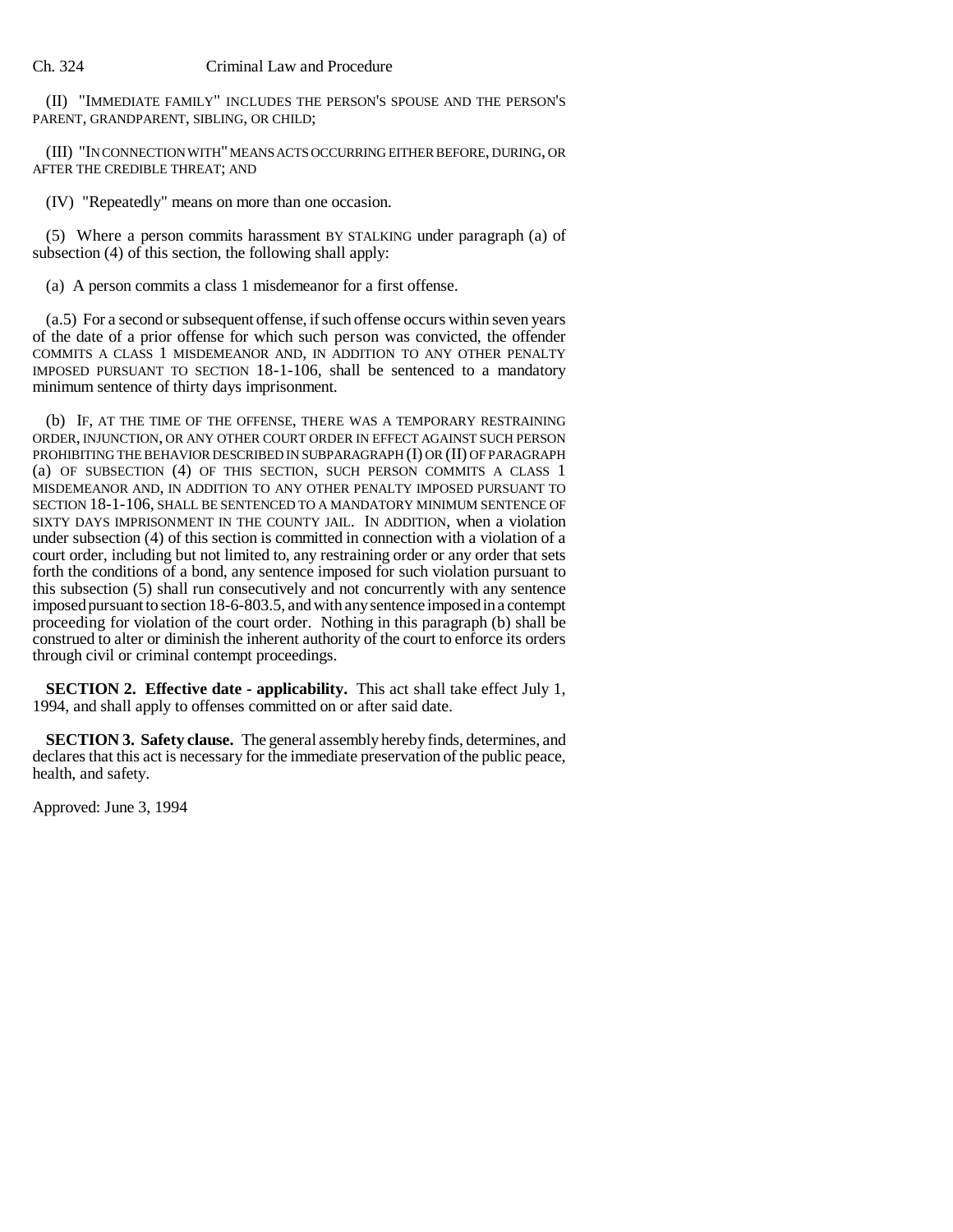(II) "IMMEDIATE FAMILY" INCLUDES THE PERSON'S SPOUSE AND THE PERSON'S PARENT, GRANDPARENT, SIBLING, OR CHILD;

(III) "IN CONNECTION WITH" MEANS ACTS OCCURRING EITHER BEFORE, DURING, OR AFTER THE CREDIBLE THREAT; AND

(IV) "Repeatedly" means on more than one occasion.

(5) Where a person commits harassment BY STALKING under paragraph (a) of subsection (4) of this section, the following shall apply:

(a) A person commits a class 1 misdemeanor for a first offense.

(a.5) For a second or subsequent offense, if such offense occurs within seven years of the date of a prior offense for which such person was convicted, the offender COMMITS A CLASS 1 MISDEMEANOR AND, IN ADDITION TO ANY OTHER PENALTY IMPOSED PURSUANT TO SECTION 18-1-106, shall be sentenced to a mandatory minimum sentence of thirty days imprisonment.

(b) IF, AT THE TIME OF THE OFFENSE, THERE WAS A TEMPORARY RESTRAINING ORDER, INJUNCTION, OR ANY OTHER COURT ORDER IN EFFECT AGAINST SUCH PERSON PROHIBITING THE BEHAVIOR DESCRIBED IN SUBPARAGRAPH (I) OR (II) OF PARAGRAPH (a) OF SUBSECTION (4) OF THIS SECTION, SUCH PERSON COMMITS A CLASS 1 MISDEMEANOR AND, IN ADDITION TO ANY OTHER PENALTY IMPOSED PURSUANT TO SECTION 18-1-106, SHALL BE SENTENCED TO A MANDATORY MINIMUM SENTENCE OF SIXTY DAYS IMPRISONMENT IN THE COUNTY JAIL. IN ADDITION, when a violation under subsection (4) of this section is committed in connection with a violation of a court order, including but not limited to, any restraining order or any order that sets forth the conditions of a bond, any sentence imposed for such violation pursuant to this subsection (5) shall run consecutively and not concurrently with any sentence imposed pursuant to section 18-6-803.5, and with any sentence imposed in a contempt proceeding for violation of the court order. Nothing in this paragraph (b) shall be construed to alter or diminish the inherent authority of the court to enforce its orders through civil or criminal contempt proceedings.

**SECTION 2. Effective date - applicability.** This act shall take effect July 1, 1994, and shall apply to offenses committed on or after said date.

**SECTION 3. Safety clause.** The general assembly hereby finds, determines, and declares that this act is necessary for the immediate preservation of the public peace, health, and safety.

Approved: June 3, 1994